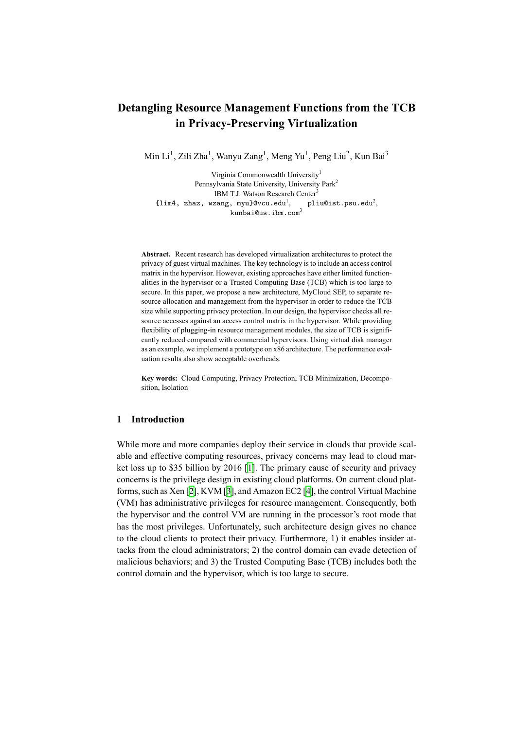# Detangling Resource Management Functions from the TCB in Privacy-Preserving Virtualization

Min Li[1], Zili Zha[1], Wanyu Zang[1], Meng Yu[1], Peng Liu[2], Kun Bai[3]

Virginia Commonwealth University[1]
Pennsylvania State University, University Park[2]
IBM T.J. Watson Research Center[3]
{lim4, zhaz, wzang, myu}@vcu.edu[1], pliu@ist.psu.edu[2],
kunbai@us.ibm.com[3]

**Abstract.** Recent research has developed virtualization architectures to protect the privacy of guest virtual machines. The key technology is to include an access control matrix in the hypervisor. However, existing approaches have either limited functionalities in the hypervisor or a Trusted Computing Base (TCB) which is too large to secure. In this paper, we propose a new architecture, MyCloud SEP, to separate resource allocation and management from the hypervisor in order to reduce the TCB size while supporting privacy protection. In our design, the hypervisor checks all resource accesses against an access control matrix in the hypervisor. While providing flexibility of plugging-in resource management modules, the size of TCB is significantly reduced compared with commercial hypervisors. Using virtual disk manager as an example, we implement a prototype on x86 architecture. The performance evaluation results also show acceptable overheads.

**Key words:** Cloud Computing, Privacy Protection, TCB Minimization, Decomposition, Isolation

## 1 Introduction

While more and more companies deploy their service in clouds that provide scalable and effective computing resources, privacy concerns may lead to cloud market loss up to $35 billion by 2016 [1]. The primary cause of security and privacy concerns is the privilege design in existing cloud platforms. On current cloud platforms, such as Xen [2], KVM [3], and Amazon EC2 [4], the control Virtual Machine (VM) has administrative privileges for resource management. Consequently, both the hypervisor and the control VM are running in the processor's root mode that has the most privileges. Unfortunately, such architecture design gives no chance to the cloud clients to protect their privacy. Furthermore, 1) it enables insider attacks from the cloud administrators; 2) the control domain can evade detection of malicious behaviors; and 3) the Trusted Computing Base (TCB) includes both the control domain and the hypervisor, which is too large to secure.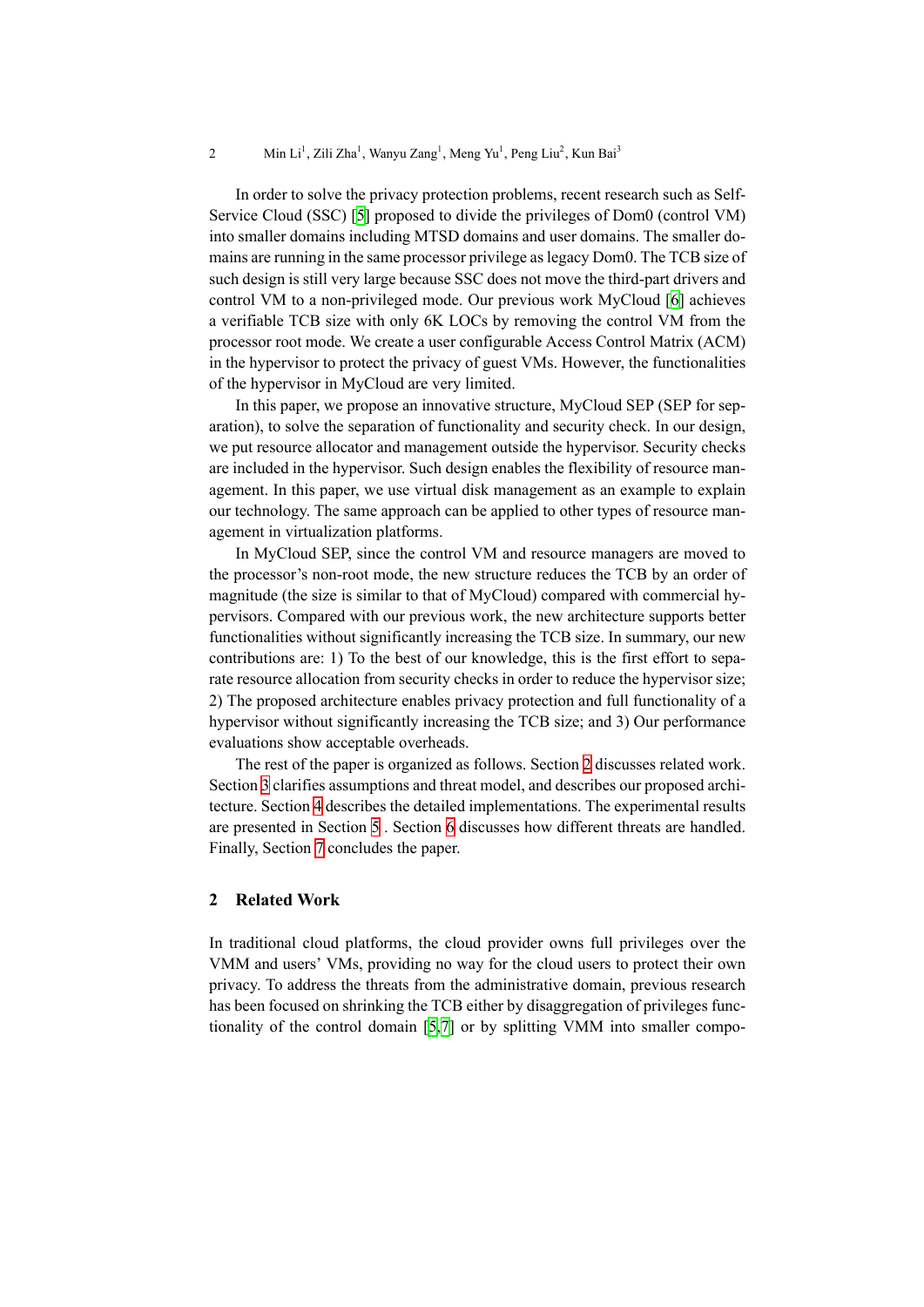In order to solve the privacy protection problems, recent research such as Self-Service Cloud (SSC) [5] proposed to divide the privileges of Dom0 (control VM) into smaller domains including MTSD domains and user domains. The smaller domains are running in the same processor privilege as legacy Dom0. The TCB size of such design is still very large because SSC does not move the third-part drivers and control VM to a non-privileged mode. Our previous work MyCloud [6] achieves a verifiable TCB size with only 6K LOCs by removing the control VM from the processor root mode. We create a user configurable Access Control Matrix (ACM) in the hypervisor to protect the privacy of guest VMs. However, the functionalities of the hypervisor in MyCloud are very limited.

In this paper, we propose an innovative structure, MyCloud SEP (SEP for separation), to solve the separation of functionality and security check. In our design, we put resource allocator and management outside the hypervisor. Security checks are included in the hypervisor. Such design enables the flexibility of resource management. In this paper, we use virtual disk management as an example to explain our technology. The same approach can be applied to other types of resource management in virtualization platforms.

In MyCloud SEP, since the control VM and resource managers are moved to the processor's non-root mode, the new structure reduces the TCB by an order of magnitude (the size is similar to that of MyCloud) compared with commercial hypervisors. Compared with our previous work, the new architecture supports better functionalities without significantly increasing the TCB size. In summary, our new contributions are: 1) To the best of our knowledge, this is the first effort to separate resource allocation from security checks in order to reduce the hypervisor size; 2) The proposed architecture enables privacy protection and full functionality of a hypervisor without significantly increasing the TCB size; and 3) Our performance evaluations show acceptable overheads.

The rest of the paper is organized as follows. Section 2 discusses related work. Section 3 clarifies assumptions and threat model, and describes our proposed architecture. Section 4 describes the detailed implementations. The experimental results are presented in Section 5 . Section 6 discusses how different threats are handled. Finally, Section 7 concludes the paper.

## 2 Related Work

In traditional cloud platforms, the cloud provider owns full privileges over the VMM and users' VMs, providing no way for the cloud users to protect their own privacy. To address the threats from the administrative domain, previous research has been focused on shrinking the TCB either by disaggregation of privileges functionality of the control domain [5,7] or by splitting VMM into smaller compo-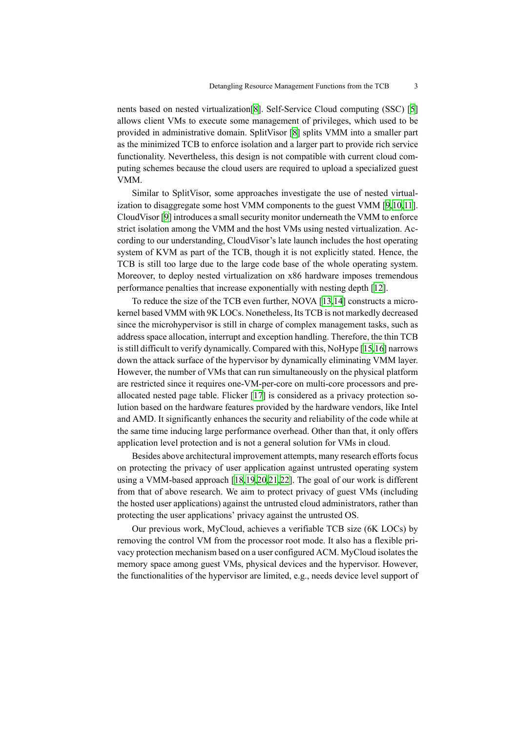nents based on nested virtualization[8]. Self-Service Cloud computing (SSC) [5] allows client VMs to execute some management of privileges, which used to be provided in administrative domain. SplitVisor [8] splits VMM into a smaller part as the minimized TCB to enforce isolation and a larger part to provide rich service functionality. Nevertheless, this design is not compatible with current cloud computing schemes because the cloud users are required to upload a specialized guest VMM.

Similar to SplitVisor, some approaches investigate the use of nested virtualization to disaggregate some host VMM components to the guest VMM [9,10,11]. CloudVisor [9] introduces a small security monitor underneath the VMM to enforce strict isolation among the VMM and the host VMs using nested virtualization. According to our understanding, CloudVisor's late launch includes the host operating system of KVM as part of the TCB, though it is not explicitly stated. Hence, the TCB is still too large due to the large code base of the whole operating system. Moreover, to deploy nested virtualization on x86 hardware imposes tremendous performance penalties that increase exponentially with nesting depth [12].

To reduce the size of the TCB even further, NOVA [13,14] constructs a microkernel based VMM with 9K LOCs. Nonetheless, Its TCB is not markedly decreased since the microhypervisor is still in charge of complex management tasks, such as address space allocation, interrupt and exception handling. Therefore, the thin TCB is still difficult to verify dynamically. Compared with this, NoHype [15,16] narrows down the attack surface of the hypervisor by dynamically eliminating VMM layer. However, the number of VMs that can run simultaneously on the physical platform are restricted since it requires one-VM-per-core on multi-core processors and pre-allocated nested page table. Flicker [17] is considered as a privacy protection solution based on the hardware features provided by the hardware vendors, like Intel and AMD. It significantly enhances the security and reliability of the code while at the same time inducing large performance overhead. Other than that, it only offers application level protection and is not a general solution for VMs in cloud.

Besides above architectural improvement attempts, many research efforts focus on protecting the privacy of user application against untrusted operating system using a VMM-based approach [18,19,20,21,22]. The goal of our work is different from that of above research. We aim to protect privacy of guest VMs (including the hosted user applications) against the untrusted cloud administrators, rather than protecting the user applications' privacy against the untrusted OS.

Our previous work, MyCloud, achieves a verifiable TCB size (6K LOCs) by removing the control VM from the processor root mode. It also has a flexible privacy protection mechanism based on a user configured ACM. MyCloud isolates the memory space among guest VMs, physical devices and the hypervisor. However, the functionalities of the hypervisor are limited, e.g., needs device level support of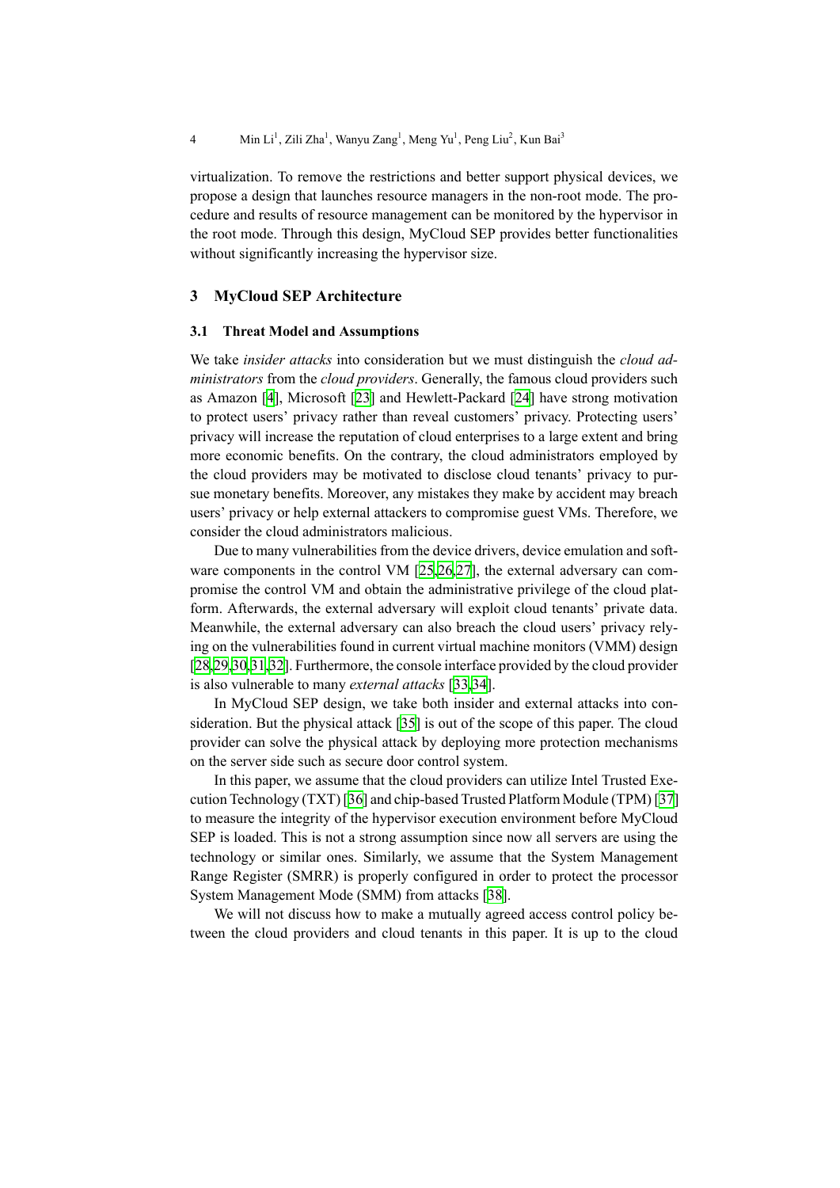virtualization. To remove the restrictions and better support physical devices, we propose a design that launches resource managers in the non-root mode. The procedure and results of resource management can be monitored by the hypervisor in the root mode. Through this design, MyCloud SEP provides better functionalities without significantly increasing the hypervisor size.

## 3 MyCloud SEP Architecture

### 3.1 Threat Model and Assumptions

We take *insider attacks* into consideration but we must distinguish the *cloud administrators* from the *cloud providers*. Generally, the famous cloud providers such as Amazon [4], Microsoft [23] and Hewlett-Packard [24] have strong motivation to protect users' privacy rather than reveal customers' privacy. Protecting users' privacy will increase the reputation of cloud enterprises to a large extent and bring more economic benefits. On the contrary, the cloud administrators employed by the cloud providers may be motivated to disclose cloud tenants' privacy to pursue monetary benefits. Moreover, any mistakes they make by accident may breach users' privacy or help external attackers to compromise guest VMs. Therefore, we consider the cloud administrators malicious.

Due to many vulnerabilities from the device drivers, device emulation and software components in the control VM [25,26,27], the external adversary can compromise the control VM and obtain the administrative privilege of the cloud platform. Afterwards, the external adversary will exploit cloud tenants' private data. Meanwhile, the external adversary can also breach the cloud users' privacy relying on the vulnerabilities found in current virtual machine monitors (VMM) design [28,29,30,31,32]. Furthermore, the console interface provided by the cloud provider is also vulnerable to many *external attacks* [33,34].

In MyCloud SEP design, we take both insider and external attacks into consideration. But the physical attack [35] is out of the scope of this paper. The cloud provider can solve the physical attack by deploying more protection mechanisms on the server side such as secure door control system.

In this paper, we assume that the cloud providers can utilize Intel Trusted Execution Technology (TXT) [36] and chip-based Trusted Platform Module (TPM) [37] to measure the integrity of the hypervisor execution environment before MyCloud SEP is loaded. This is not a strong assumption since now all servers are using the technology or similar ones. Similarly, we assume that the System Management Range Register (SMRR) is properly configured in order to protect the processor System Management Mode (SMM) from attacks [38].

We will not discuss how to make a mutually agreed access control policy between the cloud providers and cloud tenants in this paper. It is up to the cloud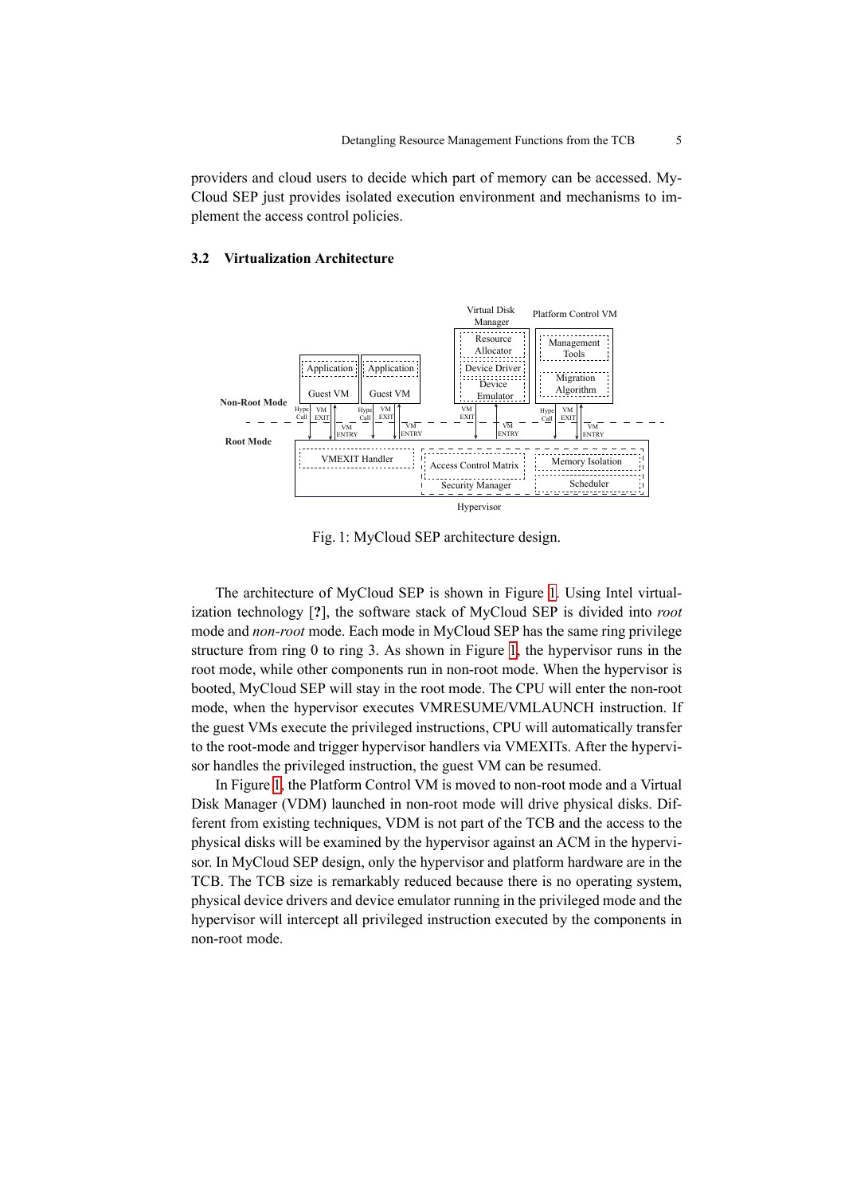providers and cloud users to decide which part of memory can be accessed. MyCloud SEP just provides isolated execution environment and mechanisms to implement the access control policies.

### 3.2 Virtualization Architecture

Fig. 1: MyCloud SEP architecture design.

The architecture of MyCloud SEP is shown in Figure 1. Using Intel virtualization technology [**?**], the software stack of MyCloud SEP is divided into *root* mode and *non-root* mode. Each mode in MyCloud SEP has the same ring privilege structure from ring 0 to ring 3. As shown in Figure 1, the hypervisor runs in the root mode, while other components run in non-root mode. When the hypervisor is booted, MyCloud SEP will stay in the root mode. The CPU will enter the non-root mode, when the hypervisor executes VMRESUME/VMLAUNCH instruction. If the guest VMs execute the privileged instructions, CPU will automatically transfer to the root-mode and trigger hypervisor handlers via VMEXITs. After the hypervisor handles the privileged instruction, the guest VM can be resumed.

In Figure 1, the Platform Control VM is moved to non-root mode and a Virtual Disk Manager (VDM) launched in non-root mode will drive physical disks. Different from existing techniques, VDM is not part of the TCB and the access to the physical disks will be examined by the hypervisor against an ACM in the hypervisor. In MyCloud SEP design, only the hypervisor and platform hardware are in the TCB. The TCB size is remarkably reduced because there is no operating system, physical device drivers and device emulator running in the privileged mode and the hypervisor will intercept all privileged instruction executed by the components in non-root mode.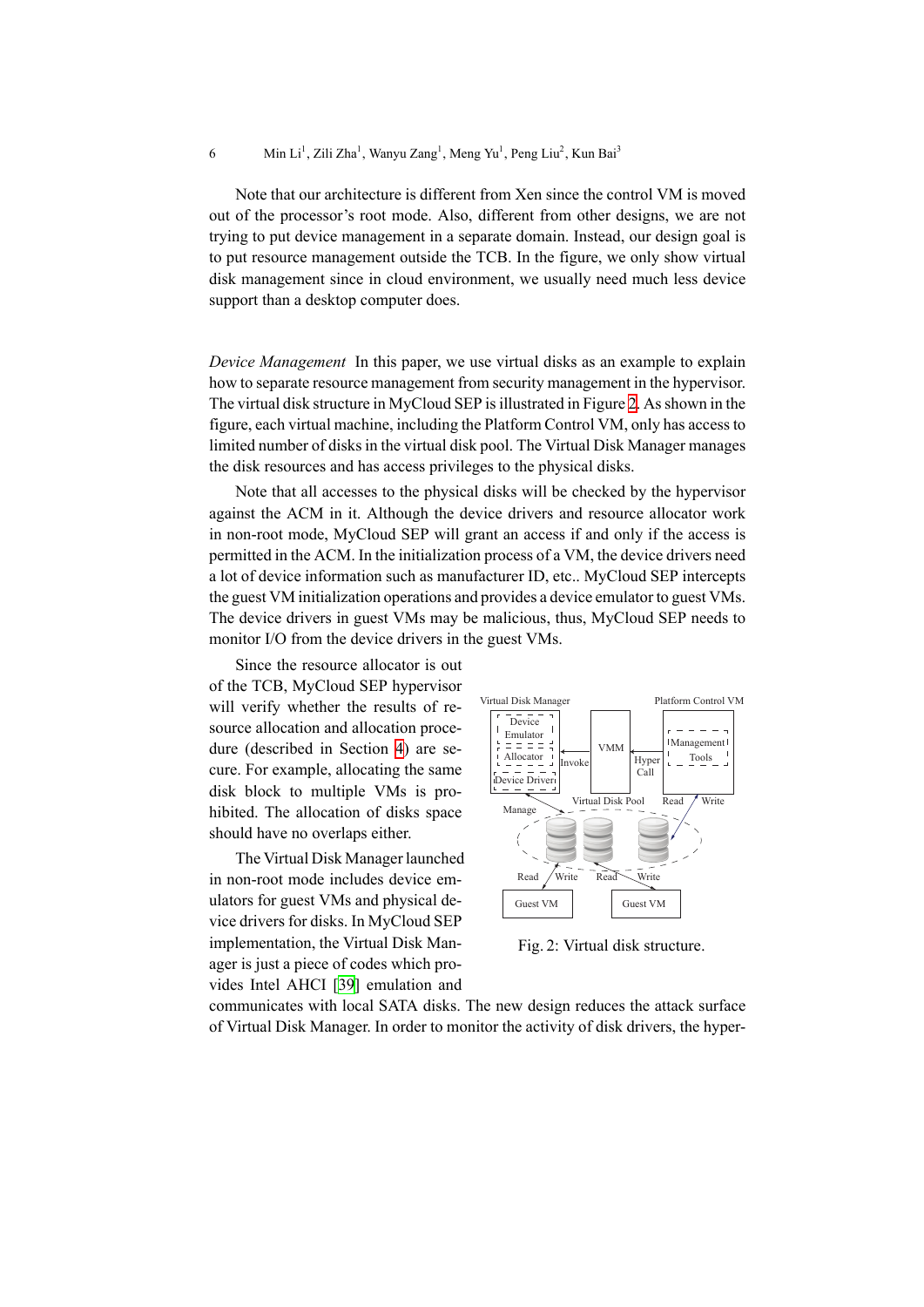Note that our architecture is different from Xen since the control VM is moved out of the processor's root mode. Also, different from other designs, we are not trying to put device management in a separate domain. Instead, our design goal is to put resource management outside the TCB. In the figure, we only show virtual disk management since in cloud environment, we usually need much less device support than a desktop computer does.

*Device Management* In this paper, we use virtual disks as an example to explain how to separate resource management from security management in the hypervisor. The virtual disk structure in MyCloud SEP is illustrated in Figure 2. As shown in the figure, each virtual machine, including the Platform Control VM, only has access to limited number of disks in the virtual disk pool. The Virtual Disk Manager manages the disk resources and has access privileges to the physical disks.

Note that all accesses to the physical disks will be checked by the hypervisor against the ACM in it. Although the device drivers and resource allocator work in non-root mode, MyCloud SEP will grant an access if and only if the access is permitted in the ACM. In the initialization process of a VM, the device drivers need a lot of device information such as manufacturer ID, etc.. MyCloud SEP intercepts the guest VM initialization operations and provides a device emulator to guest VMs. The device drivers in guest VMs may be malicious, thus, MyCloud SEP needs to monitor I/O from the device drivers in the guest VMs.

Since the resource allocator is out of the TCB, MyCloud SEP hypervisor will verify whether the results of resource allocation and allocation procedure (described in Section 4) are secure. For example, allocating the same disk block to multiple VMs is prohibited. The allocation of disks space should have no overlaps either.

Virtual Disk Manager
Device Emulator
Allocator
Device Driver
Invoke
VMM
Hyper Call
Platform Control VM
Management Tools
Virtual Disk Pool
Read
Write
Manage
Read
Write
Read
Write
Guest VM
Guest VM

Fig. 2: Virtual disk structure.

The Virtual Disk Manager launched in non-root mode includes device emulators for guest VMs and physical device drivers for disks. In MyCloud SEP implementation, the Virtual Disk Manager is just a piece of codes which provides Intel AHCI [39] emulation and communicates with local SATA disks. The new design reduces the attack surface of Virtual Disk Manager. In order to monitor the activity of disk drivers, the hyper-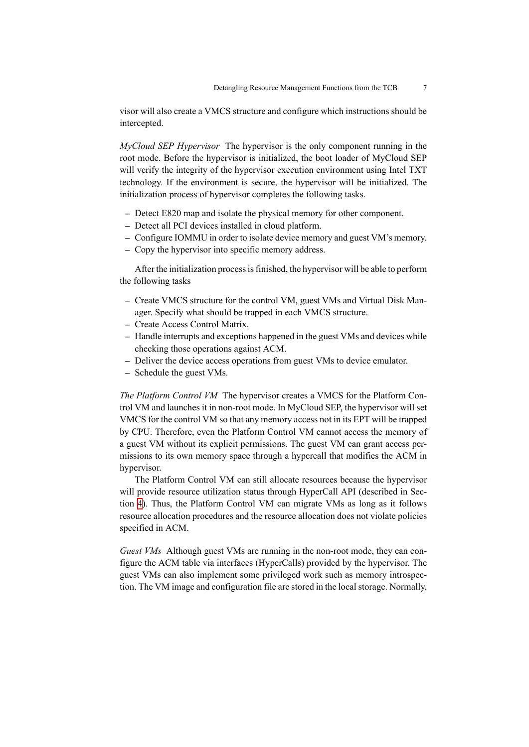visor will also create a VMCS structure and configure which instructions should be intercepted.

*MyCloud SEP Hypervisor* The hypervisor is the only component running in the root mode. Before the hypervisor is initialized, the boot loader of MyCloud SEP will verify the integrity of the hypervisor execution environment using Intel TXT technology. If the environment is secure, the hypervisor will be initialized. The initialization process of hypervisor completes the following tasks.

- Detect E820 map and isolate the physical memory for other component.
- Detect all PCI devices installed in cloud platform.
- Configure IOMMU in order to isolate device memory and guest VM's memory.
- Copy the hypervisor into specific memory address.

After the initialization process is finished, the hypervisor will be able to perform the following tasks

- Create VMCS structure for the control VM, guest VMs and Virtual Disk Manager. Specify what should be trapped in each VMCS structure.
- Create Access Control Matrix.
- Handle interrupts and exceptions happened in the guest VMs and devices while checking those operations against ACM.
- Deliver the device access operations from guest VMs to device emulator.
- Schedule the guest VMs.

*The Platform Control VM* The hypervisor creates a VMCS for the Platform Control VM and launches it in non-root mode. In MyCloud SEP, the hypervisor will set VMCS for the control VM so that any memory access not in its EPT will be trapped by CPU. Therefore, even the Platform Control VM cannot access the memory of a guest VM without its explicit permissions. The guest VM can grant access permissions to its own memory space through a hypercall that modifies the ACM in hypervisor.

The Platform Control VM can still allocate resources because the hypervisor will provide resource utilization status through HyperCall API (described in Section 4). Thus, the Platform Control VM can migrate VMs as long as it follows resource allocation procedures and the resource allocation does not violate policies specified in ACM.

*Guest VMs* Although guest VMs are running in the non-root mode, they can configure the ACM table via interfaces (HyperCalls) provided by the hypervisor. The guest VMs can also implement some privileged work such as memory introspection. The VM image and configuration file are stored in the local storage. Normally,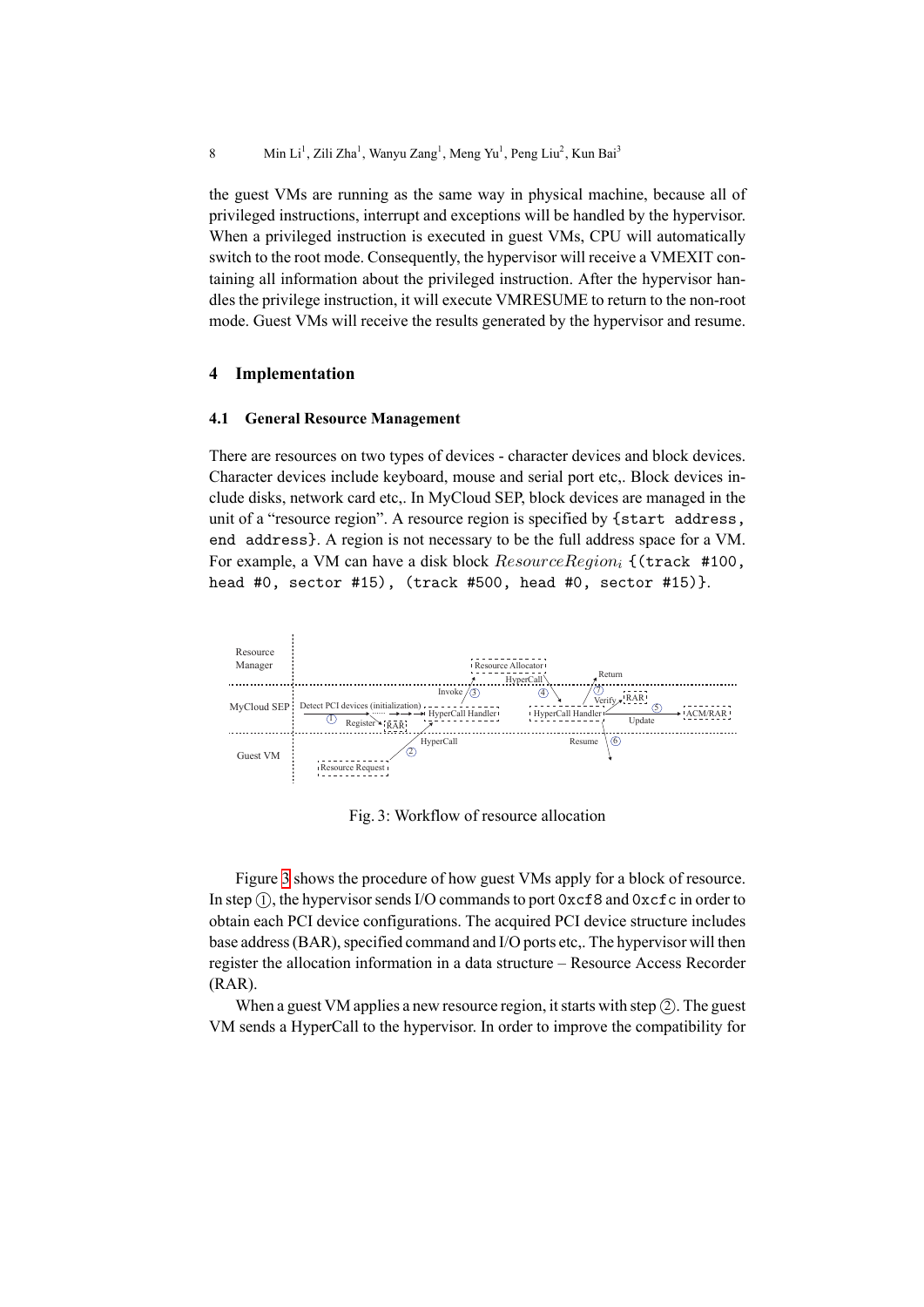the guest VMs are running as the same way in physical machine, because all of privileged instructions, interrupt and exceptions will be handled by the hypervisor. When a privileged instruction is executed in guest VMs, CPU will automatically switch to the root mode. Consequently, the hypervisor will receive a VMEXIT containing all information about the privileged instruction. After the hypervisor handles the privilege instruction, it will execute VMRESUME to return to the non-root mode. Guest VMs will receive the results generated by the hypervisor and resume.

## 4 Implementation

### 4.1 General Resource Management

There are resources on two types of devices - character devices and block devices. Character devices include keyboard, mouse and serial port etc,. Block devices include disks, network card etc,. In MyCloud SEP, block devices are managed in the unit of a "resource region". A resource region is specified by `{start address, end address}`. A region is not necessary to be the full address space for a VM. For example, a VM can have a disk block $ResourceRegion_i$ `{(track #100, head #0, sector #15), (track #500, head #0, sector #15)}`.

Fig. 3: Workflow of resource allocation

Figure 3 shows the procedure of how guest VMs apply for a block of resource. In step ①, the hypervisor sends I/O commands to port `0xcf8` and `0xcfc` in order to obtain each PCI device configurations. The acquired PCI device structure includes base address (BAR), specified command and I/O ports etc,. The hypervisor will then register the allocation information in a data structure – Resource Access Recorder (RAR).

When a guest VM applies a new resource region, it starts with step ②. The guest VM sends a HyperCall to the hypervisor. In order to improve the compatibility for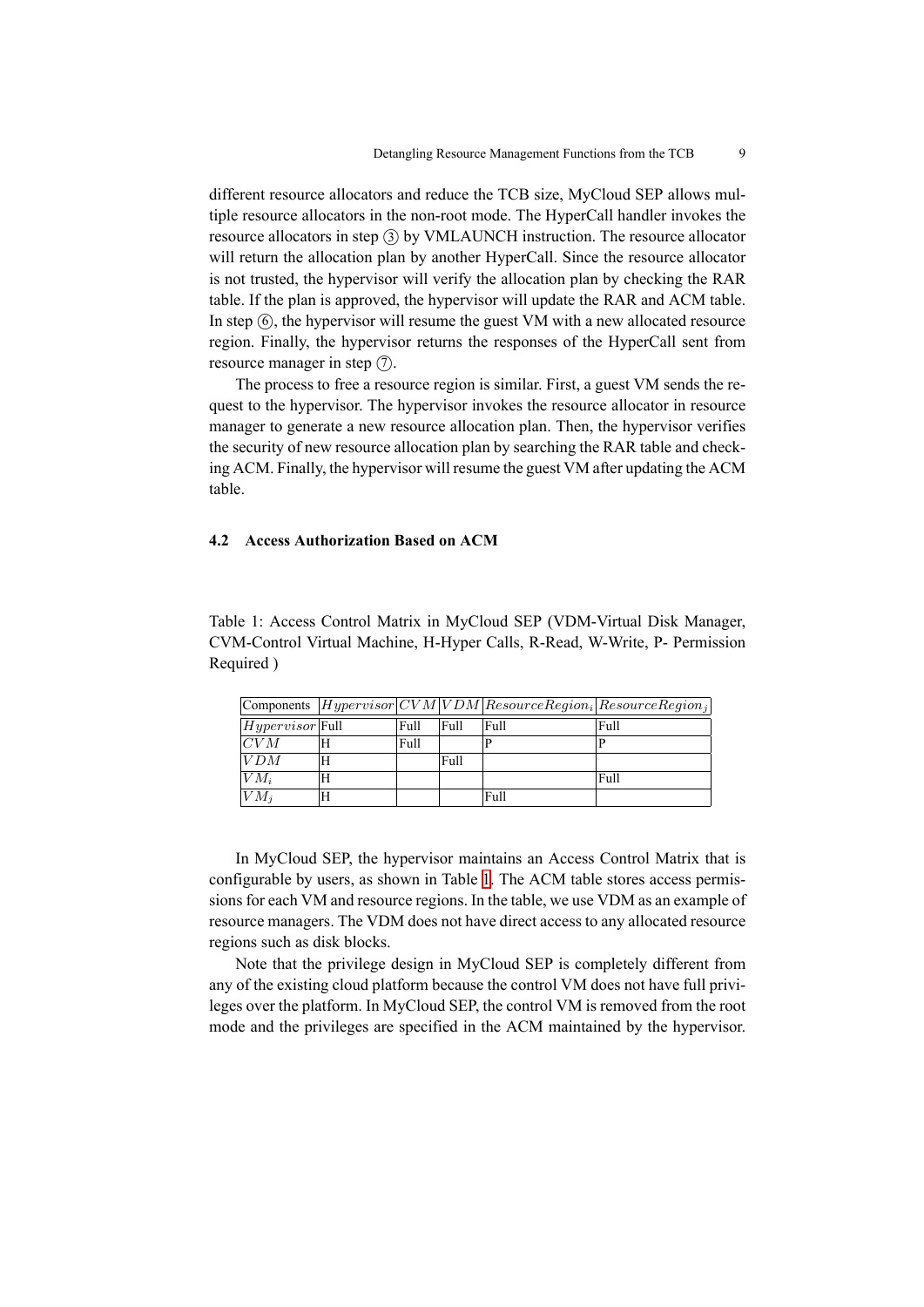different resource allocators and reduce the TCB size, MyCloud SEP allows multiple resource allocators in the non-root mode. The HyperCall handler invokes the resource allocators in step ③ by VMLAUNCH instruction. The resource allocator will return the allocation plan by another HyperCall. Since the resource allocator is not trusted, the hypervisor will verify the allocation plan by checking the RAR table. If the plan is approved, the hypervisor will update the RAR and ACM table. In step ⑥, the hypervisor will resume the guest VM with a new allocated resource region. Finally, the hypervisor returns the responses of the HyperCall sent from resource manager in step ⑦.

The process to free a resource region is similar. First, a guest VM sends the request to the hypervisor. The hypervisor invokes the resource allocator in resource manager to generate a new resource allocation plan. Then, the hypervisor verifies the security of new resource allocation plan by searching the RAR table and checking ACM. Finally, the hypervisor will resume the guest VM after updating the ACM table.

### 4.2 Access Authorization Based on ACM

Table 1: Access Control Matrix in MyCloud SEP (VDM-Virtual Disk Manager, CVM-Control Virtual Machine, H-Hyper Calls, R-Read, W-Write, P- Permission Required )

| Components | $Hypervisor$ | $CVM$ | $VDM$ | $ResourceRegion_i$ | $ResourceRegion_j$ |
|---|---|---|---|---|---|
| $Hypervisor$ | Full | Full | Full | Full | Full |
| $CVM$ | H | Full | | P | P |
| $VDM$ | H | | Full | | |
| $VM_i$ | H | | | | Full |
| $VM_j$ | H | | | Full | |

In MyCloud SEP, the hypervisor maintains an Access Control Matrix that is configurable by users, as shown in Table 1. The ACM table stores access permissions for each VM and resource regions. In the table, we use VDM as an example of resource managers. The VDM does not have direct access to any allocated resource regions such as disk blocks.

Note that the privilege design in MyCloud SEP is completely different from any of the existing cloud platform because the control VM does not have full privileges over the platform. In MyCloud SEP, the control VM is removed from the root mode and the privileges are specified in the ACM maintained by the hypervisor.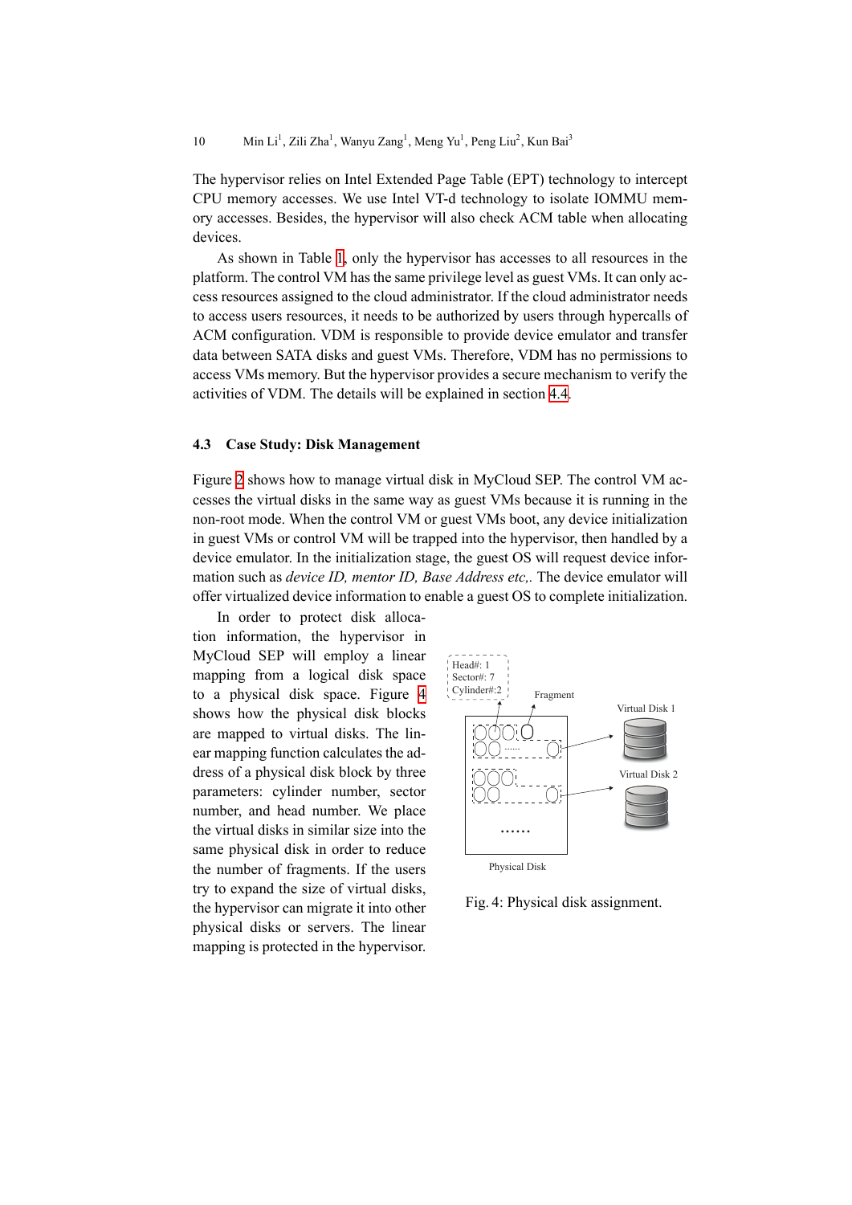The hypervisor relies on Intel Extended Page Table (EPT) technology to intercept CPU memory accesses. We use Intel VT-d technology to isolate IOMMU memory accesses. Besides, the hypervisor will also check ACM table when allocating devices.

As shown in Table 1, only the hypervisor has accesses to all resources in the platform. The control VM has the same privilege level as guest VMs. It can only access resources assigned to the cloud administrator. If the cloud administrator needs to access users resources, it needs to be authorized by users through hypercalls of ACM configuration. VDM is responsible to provide device emulator and transfer data between SATA disks and guest VMs. Therefore, VDM has no permissions to access VMs memory. But the hypervisor provides a secure mechanism to verify the activities of VDM. The details will be explained in section 4.4.

### 4.3 Case Study: Disk Management

Figure 2 shows how to manage virtual disk in MyCloud SEP. The control VM accesses the virtual disks in the same way as guest VMs because it is running in the non-root mode. When the control VM or guest VMs boot, any device initialization in guest VMs or control VM will be trapped into the hypervisor, then handled by a device emulator. In the initialization stage, the guest OS will request device information such as *device ID, mentor ID, Base Address etc,.* The device emulator will offer virtualized device information to enable a guest OS to complete initialization.

In order to protect disk allocation information, the hypervisor in MyCloud SEP will employ a linear mapping from a logical disk space to a physical disk space. Figure 4 shows how the physical disk blocks are mapped to virtual disks. The linear mapping function calculates the address of a physical disk block by three parameters: cylinder number, sector number, and head number. We place the virtual disks in similar size into the same physical disk in order to reduce the number of fragments. If the users try to expand the size of virtual disks, the hypervisor can migrate it into other physical disks or servers. The linear mapping is protected in the hypervisor.

Head#: 1
Sector#: 7
Cylinder#:2
Fragment
Virtual Disk 1
Virtual Disk 2
Physical Disk

Fig. 4: Physical disk assignment.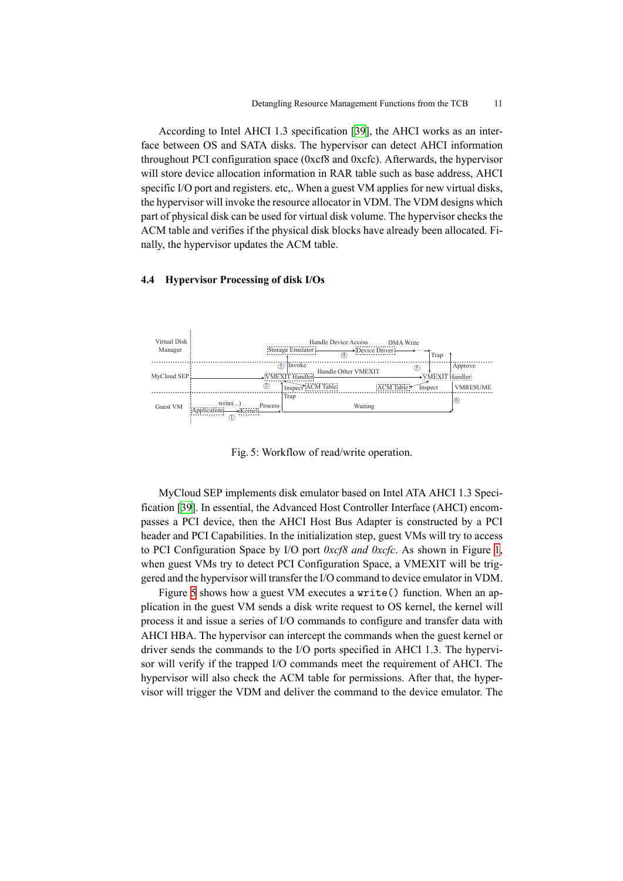According to Intel AHCI 1.3 specification [39], the AHCI works as an interface between OS and SATA disks. The hypervisor can detect AHCI information throughout PCI configuration space (0xcf8 and 0xcfc). Afterwards, the hypervisor will store device allocation information in RAR table such as base address, AHCI specific I/O port and registers. etc,. When a guest VM applies for new virtual disks, the hypervisor will invoke the resource allocator in VDM. The VDM designs which part of physical disk can be used for virtual disk volume. The hypervisor checks the ACM table and verifies if the physical disk blocks have already been allocated. Finally, the hypervisor updates the ACM table.

### 4.4 Hypervisor Processing of disk I/Os

Fig. 5: Workflow of read/write operation.

MyCloud SEP implements disk emulator based on Intel ATA AHCI 1.3 Specification [39]. In essential, the Advanced Host Controller Interface (AHCI) encompasses a PCI device, then the AHCI Host Bus Adapter is constructed by a PCI header and PCI Capabilities. In the initialization step, guest VMs will try to access to PCI Configuration Space by I/O port *0xcf8 and 0xcfc*. As shown in Figure 1, when guest VMs try to detect PCI Configuration Space, a VMEXIT will be triggered and the hypervisor will transfer the I/O command to device emulator in VDM.

Figure 5 shows how a guest VM executes a `write()` function. When an application in the guest VM sends a disk write request to OS kernel, the kernel will process it and issue a series of I/O commands to configure and transfer data with AHCI HBA. The hypervisor can intercept the commands when the guest kernel or driver sends the commands to the I/O ports specified in AHCI 1.3. The hypervisor will verify if the trapped I/O commands meet the requirement of AHCI. The hypervisor will also check the ACM table for permissions. After that, the hypervisor will trigger the VDM and deliver the command to the device emulator. The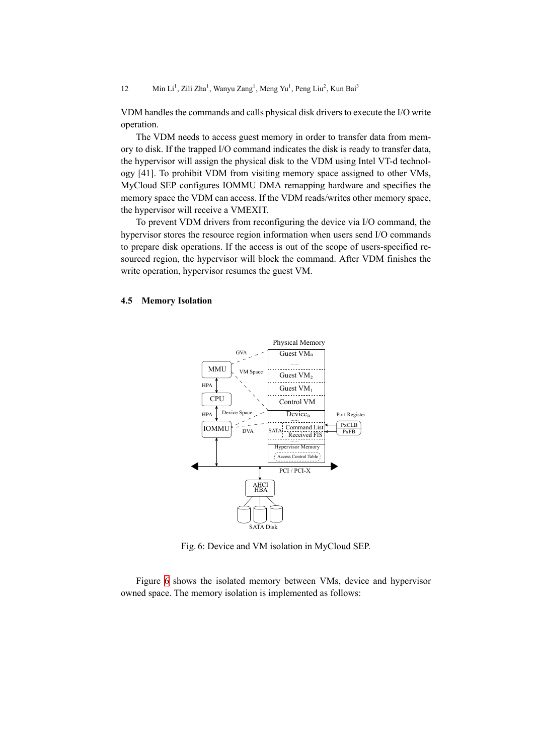VDM handles the commands and calls physical disk drivers to execute the I/O write operation.

The VDM needs to access guest memory in order to transfer data from memory to disk. If the trapped I/O command indicates the disk is ready to transfer data, the hypervisor will assign the physical disk to the VDM using Intel VT-d technology [41]. To prohibit VDM from visiting memory space assigned to other VMs, MyCloud SEP configures IOMMU DMA remapping hardware and specifies the memory space the VDM can access. If the VDM reads/writes other memory space, the hypervisor will receive a VMEXIT.

To prevent VDM drivers from reconfiguring the device via I/O command, the hypervisor stores the resource region information when users send I/O commands to prepare disk operations. If the access is out of the scope of users-specified resourced region, the hypervisor will block the command. After VDM finishes the write operation, hypervisor resumes the guest VM.

### 4.5 Memory Isolation

Fig. 6: Device and VM isolation in MyCloud SEP.

Figure 6 shows the isolated memory between VMs, device and hypervisor owned space. The memory isolation is implemented as follows: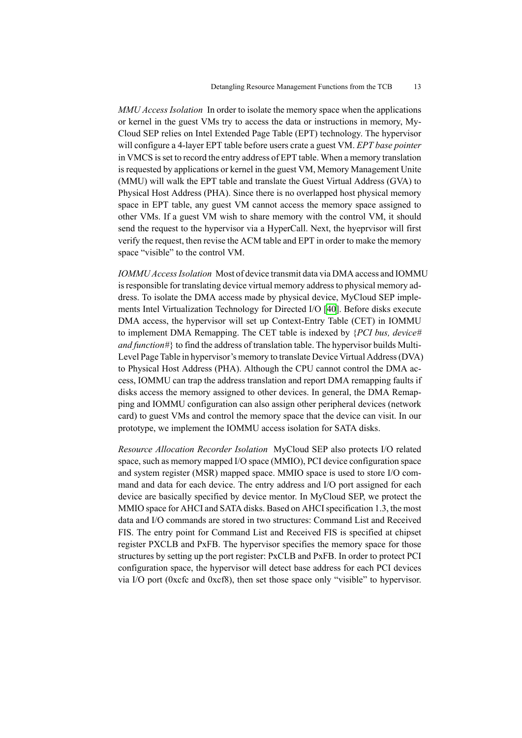*MMU Access Isolation* In order to isolate the memory space when the applications or kernel in the guest VMs try to access the data or instructions in memory, My-Cloud SEP relies on Intel Extended Page Table (EPT) technology. The hypervisor will configure a 4-layer EPT table before users crate a guest VM. *EPT base pointer* in VMCS is set to record the entry address of EPT table. When a memory translation is requested by applications or kernel in the guest VM, Memory Management Unite (MMU) will walk the EPT table and translate the Guest Virtual Address (GVA) to Physical Host Address (PHA). Since there is no overlapped host physical memory space in EPT table, any guest VM cannot access the memory space assigned to other VMs. If a guest VM wish to share memory with the control VM, it should send the request to the hypervisor via a HyperCall. Next, the hyeprvisor will first verify the request, then revise the ACM table and EPT in order to make the memory space "visible" to the control VM.

*IOMMU Access Isolation* Most of device transmit data via DMA access and IOMMU is responsible for translating device virtual memory address to physical memory address. To isolate the DMA access made by physical device, MyCloud SEP implements Intel Virtualization Technology for Directed I/O [40]. Before disks execute DMA access, the hypervisor will set up Context-Entry Table (CET) in IOMMU to implement DMA Remapping. The CET table is indexed by {*PCI bus, device# and function#*} to find the address of translation table. The hypervisor builds Multi-Level Page Table in hypervisor's memory to translate Device Virtual Address (DVA) to Physical Host Address (PHA). Although the CPU cannot control the DMA access, IOMMU can trap the address translation and report DMA remapping faults if disks access the memory assigned to other devices. In general, the DMA Remapping and IOMMU configuration can also assign other peripheral devices (network card) to guest VMs and control the memory space that the device can visit. In our prototype, we implement the IOMMU access isolation for SATA disks.

*Resource Allocation Recorder Isolation* MyCloud SEP also protects I/O related space, such as memory mapped I/O space (MMIO), PCI device configuration space and system register (MSR) mapped space. MMIO space is used to store I/O command and data for each device. The entry address and I/O port assigned for each device are basically specified by device mentor. In MyCloud SEP, we protect the MMIO space for AHCI and SATA disks. Based on AHCI specification 1.3, the most data and I/O commands are stored in two structures: Command List and Received FIS. The entry point for Command List and Received FIS is specified at chipset register PXCLB and PxFB. The hypervisor specifies the memory space for those structures by setting up the port register: PxCLB and PxFB. In order to protect PCI configuration space, the hypervisor will detect base address for each PCI devices via I/O port (0xcfc and 0xcf8), then set those space only "visible" to hypervisor.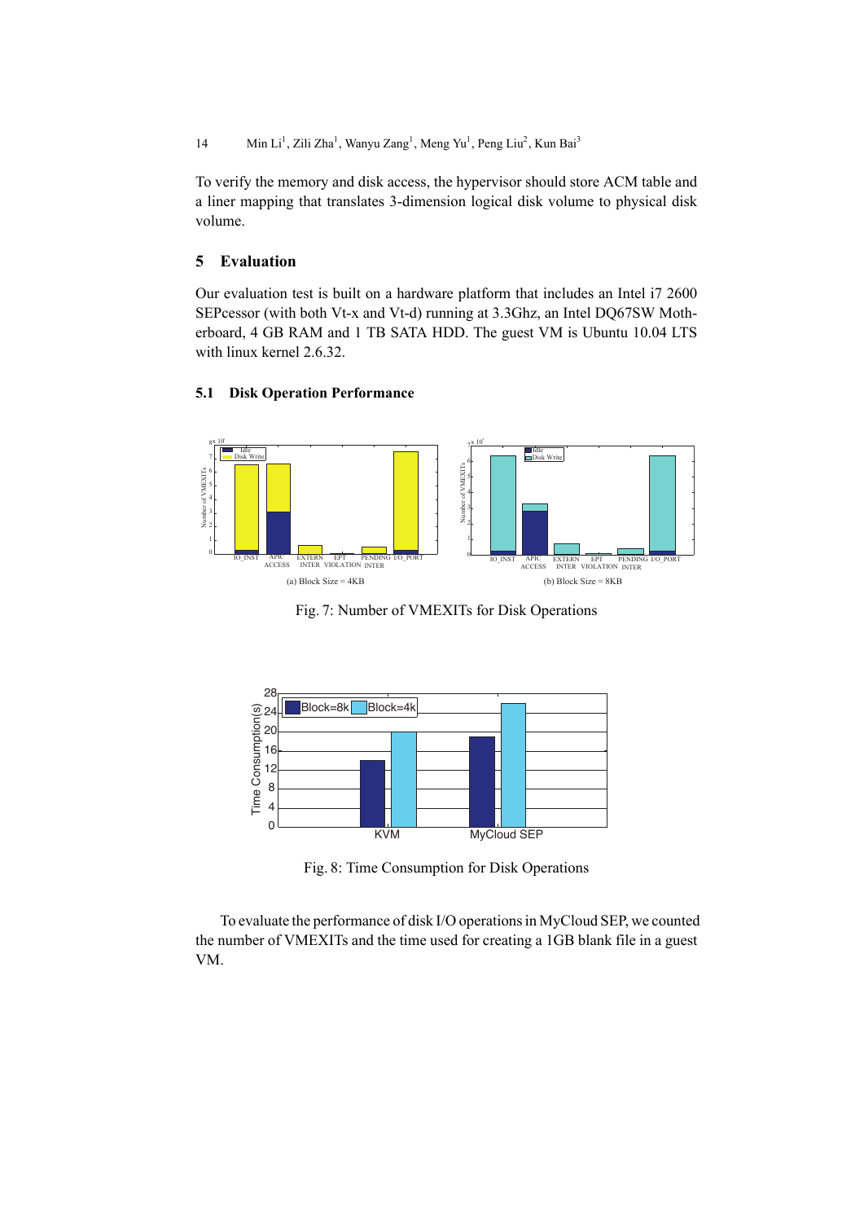To verify the memory and disk access, the hypervisor should store ACM table and a liner mapping that translates 3-dimension logical disk volume to physical disk volume.

## 5 Evaluation

Our evaluation test is built on a hardware platform that includes an Intel i7 2600 SEPcessor (with both Vt-x and Vt-d) running at 3.3Ghz, an Intel DQ67SW Motherboard, 4 GB RAM and 1 TB SATA HDD. The guest VM is Ubuntu 10.04 LTS with linux kernel 2.6.32.

### 5.1 Disk Operation Performance

(a) Block Size = 4KB

(b) Block Size = 8KB

Fig. 7: Number of VMEXITs for Disk Operations

Fig. 8: Time Consumption for Disk Operations

To evaluate the performance of disk I/O operations in MyCloud SEP, we counted the number of VMEXITs and the time used for creating a 1GB blank file in a guest VM.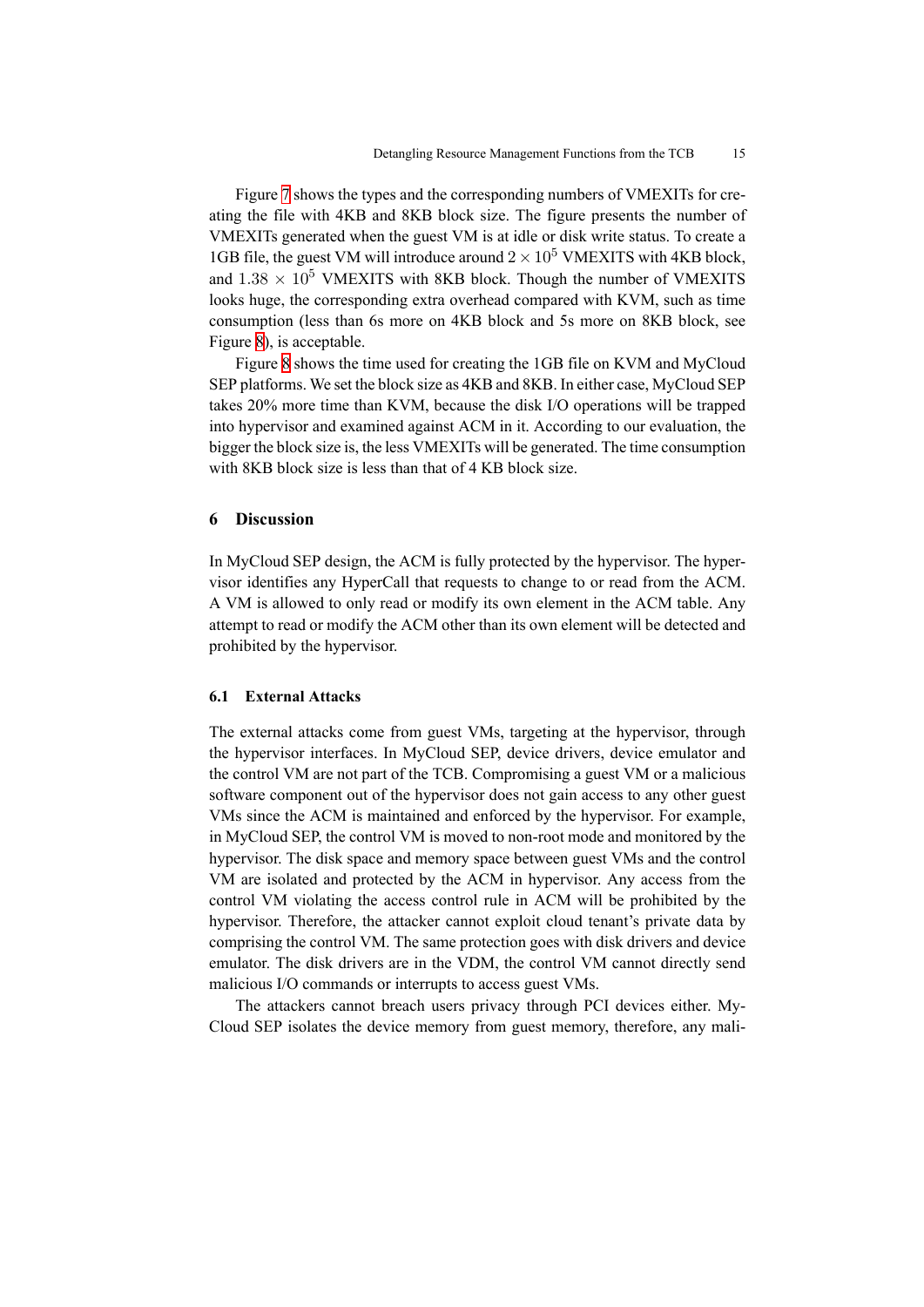Figure 7 shows the types and the corresponding numbers of VMEXITs for creating the file with 4KB and 8KB block size. The figure presents the number of VMEXITs generated when the guest VM is at idle or disk write status. To create a 1GB file, the guest VM will introduce around $2 \times 10^5$ VMEXITS with 4KB block, and $1.38 \times 10^5$ VMEXITS with 8KB block. Though the number of VMEXITS looks huge, the corresponding extra overhead compared with KVM, such as time consumption (less than 6s more on 4KB block and 5s more on 8KB block, see Figure 8), is acceptable.

Figure 8 shows the time used for creating the 1GB file on KVM and MyCloud SEP platforms. We set the block size as 4KB and 8KB. In either case, MyCloud SEP takes 20% more time than KVM, because the disk I/O operations will be trapped into hypervisor and examined against ACM in it. According to our evaluation, the bigger the block size is, the less VMEXITs will be generated. The time consumption with 8KB block size is less than that of 4 KB block size.

## 6 Discussion

In MyCloud SEP design, the ACM is fully protected by the hypervisor. The hypervisor identifies any HyperCall that requests to change to or read from the ACM. A VM is allowed to only read or modify its own element in the ACM table. Any attempt to read or modify the ACM other than its own element will be detected and prohibited by the hypervisor.

### 6.1 External Attacks

The external attacks come from guest VMs, targeting at the hypervisor, through the hypervisor interfaces. In MyCloud SEP, device drivers, device emulator and the control VM are not part of the TCB. Compromising a guest VM or a malicious software component out of the hypervisor does not gain access to any other guest VMs since the ACM is maintained and enforced by the hypervisor. For example, in MyCloud SEP, the control VM is moved to non-root mode and monitored by the hypervisor. The disk space and memory space between guest VMs and the control VM are isolated and protected by the ACM in hypervisor. Any access from the control VM violating the access control rule in ACM will be prohibited by the hypervisor. Therefore, the attacker cannot exploit cloud tenant's private data by comprising the control VM. The same protection goes with disk drivers and device emulator. The disk drivers are in the VDM, the control VM cannot directly send malicious I/O commands or interrupts to access guest VMs.

The attackers cannot breach users privacy through PCI devices either. MyCloud SEP isolates the device memory from guest memory, therefore, any mali-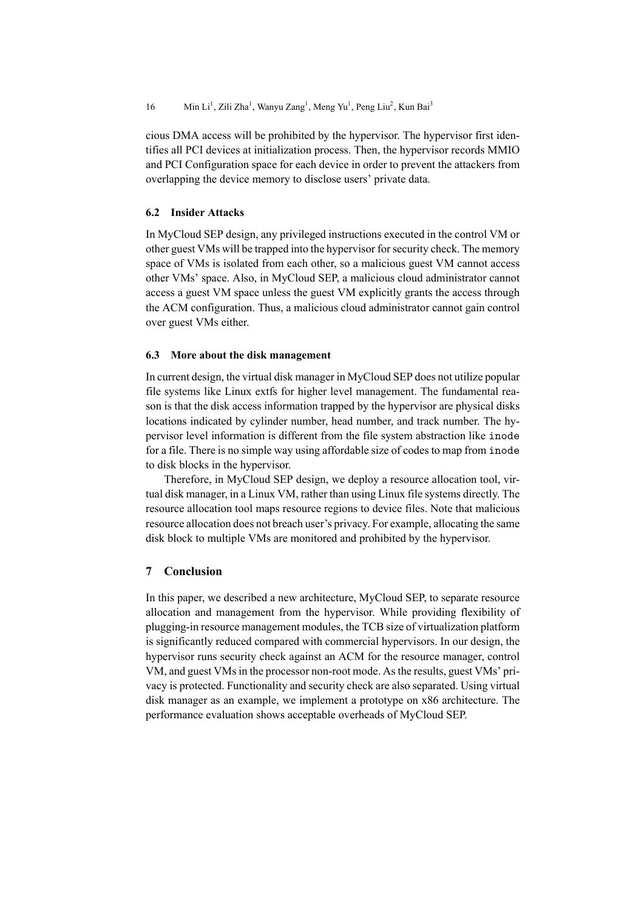cious DMA access will be prohibited by the hypervisor. The hypervisor first identifies all PCI devices at initialization process. Then, the hypervisor records MMIO and PCI Configuration space for each device in order to prevent the attackers from overlapping the device memory to disclose users' private data.

### 6.2 Insider Attacks

In MyCloud SEP design, any privileged instructions executed in the control VM or other guest VMs will be trapped into the hypervisor for security check. The memory space of VMs is isolated from each other, so a malicious guest VM cannot access other VMs' space. Also, in MyCloud SEP, a malicious cloud administrator cannot access a guest VM space unless the guest VM explicitly grants the access through the ACM configuration. Thus, a malicious cloud administrator cannot gain control over guest VMs either.

### 6.3 More about the disk management

In current design, the virtual disk manager in MyCloud SEP does not utilize popular file systems like Linux extfs for higher level management. The fundamental reason is that the disk access information trapped by the hypervisor are physical disks locations indicated by cylinder number, head number, and track number. The hypervisor level information is different from the file system abstraction like `inode` for a file. There is no simple way using affordable size of codes to map from `inode` to disk blocks in the hypervisor.

Therefore, in MyCloud SEP design, we deploy a resource allocation tool, virtual disk manager, in a Linux VM, rather than using Linux file systems directly. The resource allocation tool maps resource regions to device files. Note that malicious resource allocation does not breach user's privacy. For example, allocating the same disk block to multiple VMs are monitored and prohibited by the hypervisor.

## 7 Conclusion

In this paper, we described a new architecture, MyCloud SEP, to separate resource allocation and management from the hypervisor. While providing flexibility of plugging-in resource management modules, the TCB size of virtualization platform is significantly reduced compared with commercial hypervisors. In our design, the hypervisor runs security check against an ACM for the resource manager, control VM, and guest VMs in the processor non-root mode. As the results, guest VMs' privacy is protected. Functionality and security check are also separated. Using virtual disk manager as an example, we implement a prototype on x86 architecture. The performance evaluation shows acceptable overheads of MyCloud SEP.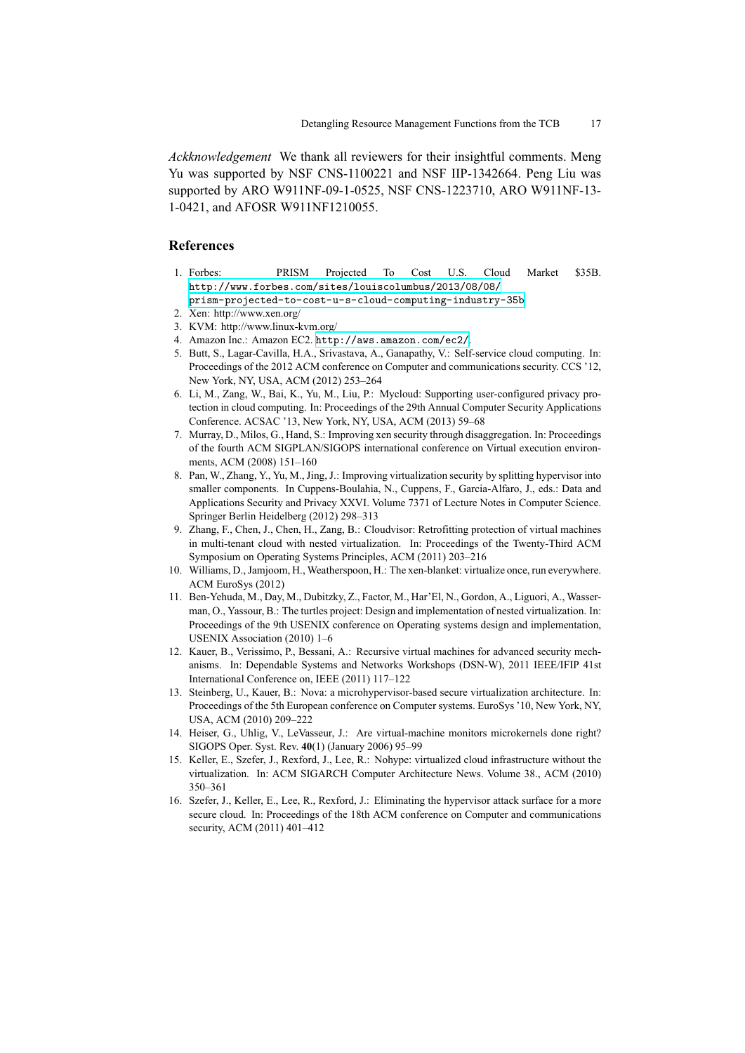*Ackknowledgement* We thank all reviewers for their insightful comments. Meng Yu was supported by NSF CNS-1100221 and NSF IIP-1342664. Peng Liu was supported by ARO W911NF-09-1-0525, NSF CNS-1223710, ARO W911NF-13-1-0421, and AFOSR W911NF1210055.

## References

1. Forbes: PRISM Projected To Cost U.S. Cloud Market $35B. http://www.forbes.com/sites/louiscolumbus/2013/08/08/prism-projected-to-cost-u-s-cloud-computing-industry-35b
2. Xen: http://www.xen.org/
3. KVM: http://www.linux-kvm.org/
4. Amazon Inc.: Amazon EC2. http://aws.amazon.com/ec2/.
5. Butt, S., Lagar-Cavilla, H.A., Srivastava, A., Ganapathy, V.: Self-service cloud computing. In: Proceedings of the 2012 ACM conference on Computer and communications security. CCS '12, New York, NY, USA, ACM (2012) 253–264
6. Li, M., Zang, W., Bai, K., Yu, M., Liu, P.: Mycloud: Supporting user-configured privacy protection in cloud computing. In: Proceedings of the 29th Annual Computer Security Applications Conference. ACSAC '13, New York, NY, USA, ACM (2013) 59–68
7. Murray, D., Milos, G., Hand, S.: Improving xen security through disaggregation. In: Proceedings of the fourth ACM SIGPLAN/SIGOPS international conference on Virtual execution environments, ACM (2008) 151–160
8. Pan, W., Zhang, Y., Yu, M., Jing, J.: Improving virtualization security by splitting hypervisor into smaller components. In Cuppens-Boulahia, N., Cuppens, F., Garcia-Alfaro, J., eds.: Data and Applications Security and Privacy XXVI. Volume 7371 of Lecture Notes in Computer Science. Springer Berlin Heidelberg (2012) 298–313
9. Zhang, F., Chen, J., Chen, H., Zang, B.: Cloudvisor: Retrofitting protection of virtual machines in multi-tenant cloud with nested virtualization. In: Proceedings of the Twenty-Third ACM Symposium on Operating Systems Principles, ACM (2011) 203–216
10. Williams, D., Jamjoom, H., Weatherspoon, H.: The xen-blanket: virtualize once, run everywhere. ACM EuroSys (2012)
11. Ben-Yehuda, M., Day, M., Dubitzky, Z., Factor, M., Har'El, N., Gordon, A., Liguori, A., Wasserman, O., Yassour, B.: The turtles project: Design and implementation of nested virtualization. In: Proceedings of the 9th USENIX conference on Operating systems design and implementation, USENIX Association (2010) 1–6
12. Kauer, B., Verissimo, P., Bessani, A.: Recursive virtual machines for advanced security mechanisms. In: Dependable Systems and Networks Workshops (DSN-W), 2011 IEEE/IFIP 41st International Conference on, IEEE (2011) 117–122
13. Steinberg, U., Kauer, B.: Nova: a microhypervisor-based secure virtualization architecture. In: Proceedings of the 5th European conference on Computer systems. EuroSys '10, New York, NY, USA, ACM (2010) 209–222
14. Heiser, G., Uhlig, V., LeVasseur, J.: Are virtual-machine monitors microkernels done right? SIGOPS Oper. Syst. Rev. **40**(1) (January 2006) 95–99
15. Keller, E., Szefer, J., Rexford, J., Lee, R.: Nohype: virtualized cloud infrastructure without the virtualization. In: ACM SIGARCH Computer Architecture News. Volume 38., ACM (2010) 350–361
16. Szefer, J., Keller, E., Lee, R., Rexford, J.: Eliminating the hypervisor attack surface for a more secure cloud. In: Proceedings of the 18th ACM conference on Computer and communications security, ACM (2011) 401–412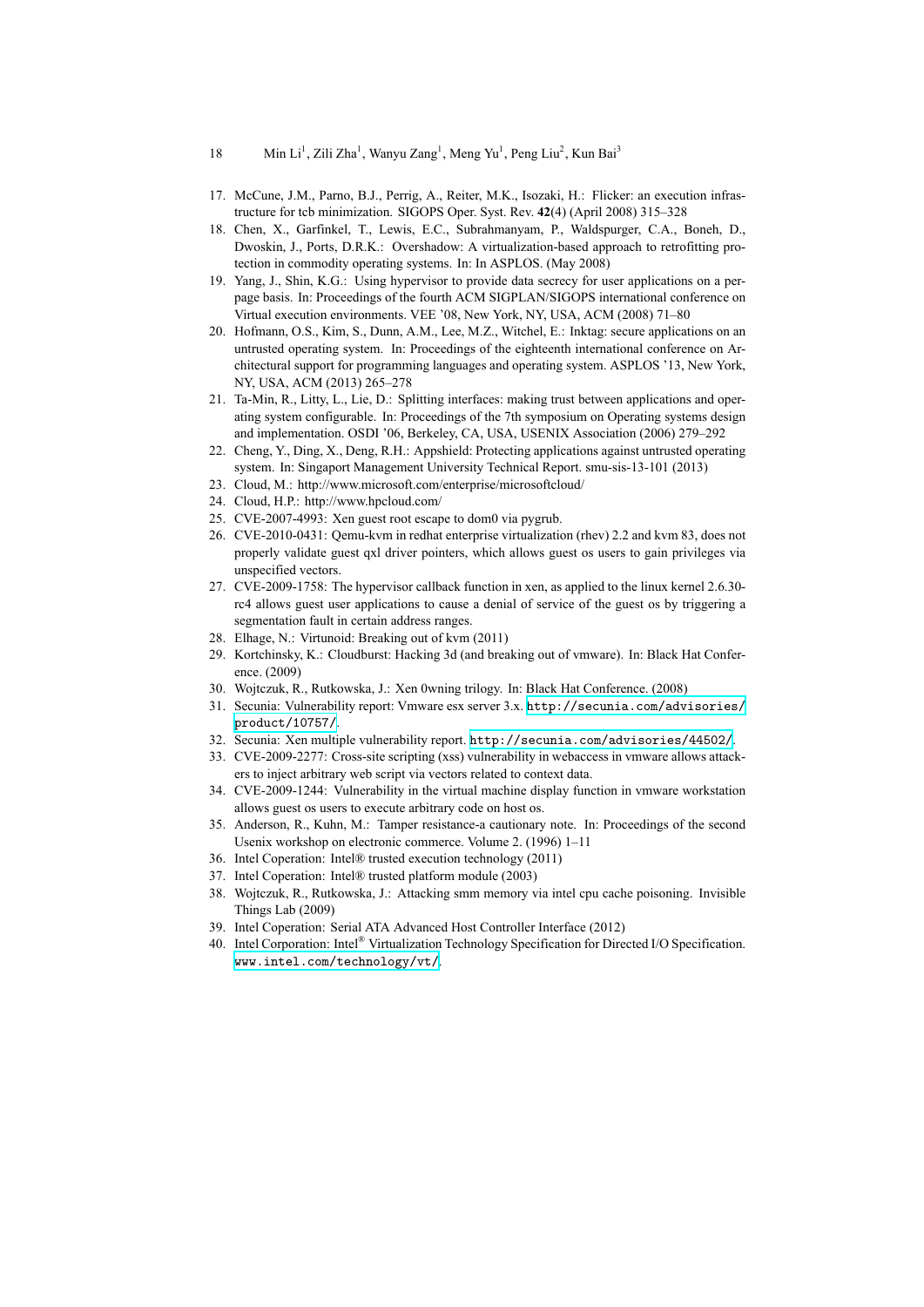17. McCune, J.M., Parno, B.J., Perrig, A., Reiter, M.K., Isozaki, H.: Flicker: an execution infrastructure for tcb minimization. SIGOPS Oper. Syst. Rev. **42**(4) (April 2008) 315–328
18. Chen, X., Garfinkel, T., Lewis, E.C., Subrahmanyam, P., Waldspurger, C.A., Boneh, D., Dwoskin, J., Ports, D.R.K.: Overshadow: A virtualization-based approach to retrofitting protection in commodity operating systems. In: In ASPLOS. (May 2008)
19. Yang, J., Shin, K.G.: Using hypervisor to provide data secrecy for user applications on a per-page basis. In: Proceedings of the fourth ACM SIGPLAN/SIGOPS international conference on Virtual execution environments. VEE '08, New York, NY, USA, ACM (2008) 71–80
20. Hofmann, O.S., Kim, S., Dunn, A.M., Lee, M.Z., Witchel, E.: Inktag: secure applications on an untrusted operating system. In: Proceedings of the eighteenth international conference on Architectural support for programming languages and operating system. ASPLOS '13, New York, NY, USA, ACM (2013) 265–278
21. Ta-Min, R., Litty, L., Lie, D.: Splitting interfaces: making trust between applications and operating system configurable. In: Proceedings of the 7th symposium on Operating systems design and implementation. OSDI '06, Berkeley, CA, USA, USENIX Association (2006) 279–292
22. Cheng, Y., Ding, X., Deng, R.H.: Appshield: Protecting applications against untrusted operating system. In: Singaport Management University Technical Report. smu-sis-13-101 (2013)
23. Cloud, M.: http://www.microsoft.com/enterprise/microsoftcloud/
24. Cloud, H.P.: http://www.hpcloud.com/
25. CVE-2007-4993: Xen guest root escape to dom0 via pygrub.
26. CVE-2010-0431: Qemu-kvm in redhat enterprise virtualization (rhev) 2.2 and kvm 83, does not properly validate guest qxl driver pointers, which allows guest os users to gain privileges via unspecified vectors.
27. CVE-2009-1758: The hypervisor callback function in xen, as applied to the linux kernel 2.6.30-rc4 allows guest user applications to cause a denial of service of the guest os by triggering a segmentation fault in certain address ranges.
28. Elhage, N.: Virtunoid: Breaking out of kvm (2011)
29. Kortchinsky, K.: Cloudburst: Hacking 3d (and breaking out of vmware). In: Black Hat Conference. (2009)
30. Wojtczuk, R., Rutkowska, J.: Xen 0wning trilogy. In: Black Hat Conference. (2008)
31. Secunia: Vulnerability report: Vmware esx server 3.x. http://secunia.com/advisories/product/10757/.
32. Secunia: Xen multiple vulnerability report. http://secunia.com/advisories/44502/.
33. CVE-2009-2277: Cross-site scripting (xss) vulnerability in webaccess in vmware allows attackers to inject arbitrary web script via vectors related to context data.
34. CVE-2009-1244: Vulnerability in the virtual machine display function in vmware workstation allows guest os users to execute arbitrary code on host os.
35. Anderson, R., Kuhn, M.: Tamper resistance-a cautionary note. In: Proceedings of the second Usenix workshop on electronic commerce. Volume 2. (1996) 1–11
36. Intel Coperation: Intel® trusted execution technology (2011)
37. Intel Coperation: Intel® trusted platform module (2003)
38. Wojtczuk, R., Rutkowska, J.: Attacking smm memory via intel cpu cache poisoning. Invisible Things Lab (2009)
39. Intel Coperation: Serial ATA Advanced Host Controller Interface (2012)
40. Intel Corporation: Intel® Virtualization Technology Specification for Directed I/O Specification. www.intel.com/technology/vt/.